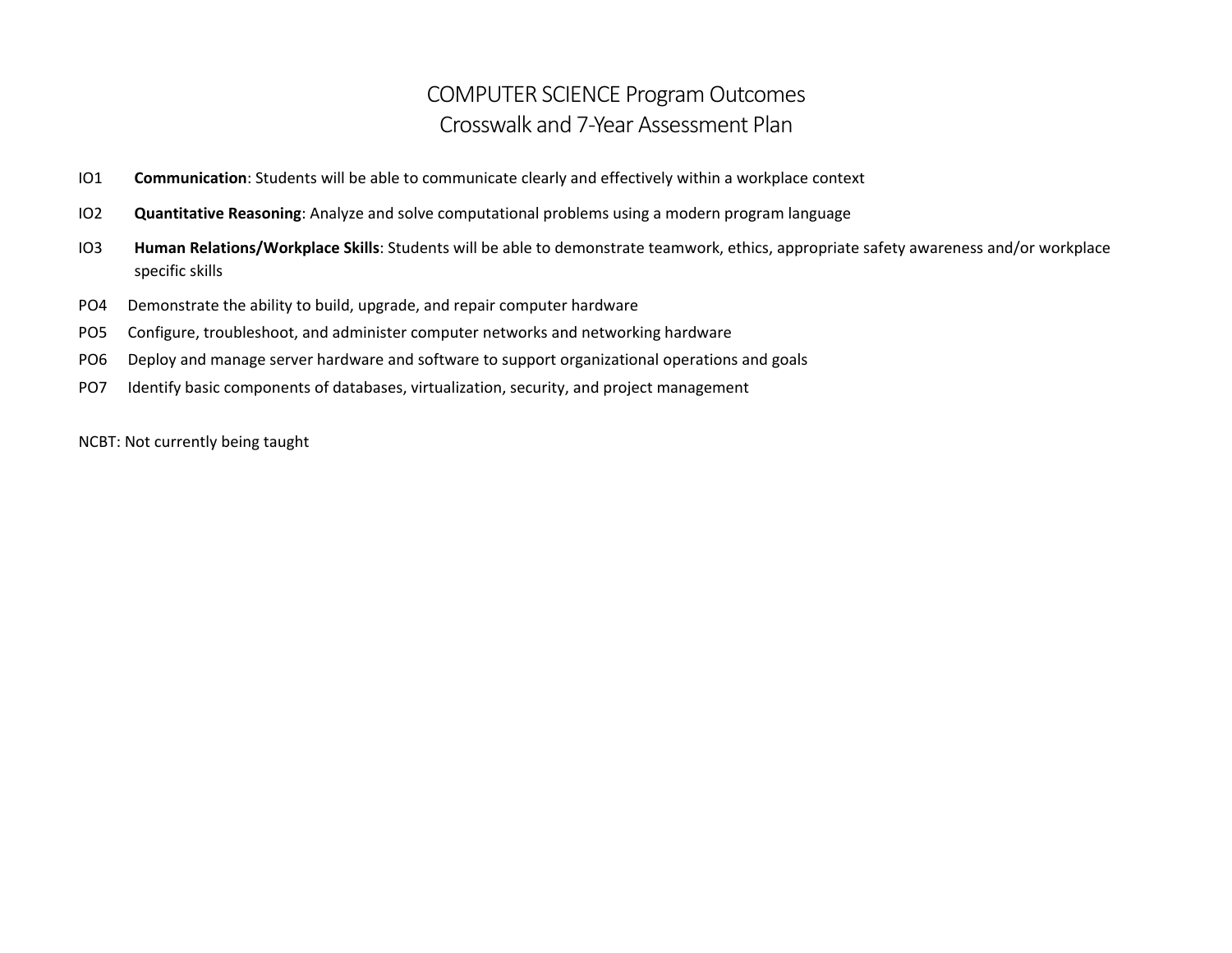# COMPUTER SCIENCE Program Outcomes
## Crosswalk and 7-Year Assessment Plan

IO1 **Communication**: Students will be able to communicate clearly and effectively within a workplace context

IO2 **Quantitative Reasoning**: Analyze and solve computational problems using a modern program language

IO3 **Human Relations/Workplace Skills**: Students will be able to demonstrate teamwork, ethics, appropriate safety awareness and/or workplace specific skills

PO4 Demonstrate the ability to build, upgrade, and repair computer hardware

PO5 Configure, troubleshoot, and administer computer networks and networking hardware

PO6 Deploy and manage server hardware and software to support organizational operations and goals

PO7 Identify basic components of databases, virtualization, security, and project management

NCBT: Not currently being taught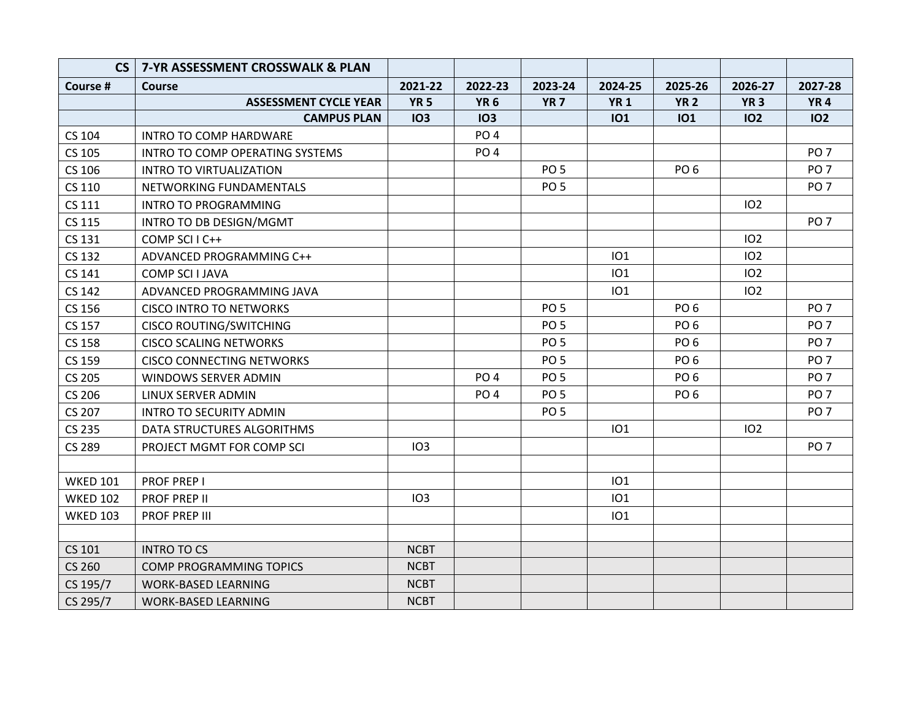| CS | 7-YR ASSESSMENT CROSSWALK & PLAN | | | | | | | |
|---|---|---|---|---|---|---|---|---|
| **Course #** | **Course** | **2021-22** | **2022-23** | **2023-24** | **2024-25** | **2025-26** | **2026-27** | **2027-28** |
| | **ASSESSMENT CYCLE YEAR** | **YR 5** | **YR 6** | **YR 7** | **YR 1** | **YR 2** | **YR 3** | **YR 4** |
| | **CAMPUS PLAN** | **IO3** | **IO3** | | **IO1** | **IO1** | **IO2** | **IO2** |
| CS 104 | INTRO TO COMP HARDWARE | | PO 4 | | | | | |
| CS 105 | INTRO TO COMP OPERATING SYSTEMS | | PO 4 | | | | | PO 7 |
| CS 106 | INTRO TO VIRTUALIZATION | | | PO 5 | | PO 6 | | PO 7 |
| CS 110 | NETWORKING FUNDAMENTALS | | | PO 5 | | | | PO 7 |
| CS 111 | INTRO TO PROGRAMMING | | | | | | IO2 | |
| CS 115 | INTRO TO DB DESIGN/MGMT | | | | | | | PO 7 |
| CS 131 | COMP SCI I C++ | | | | | | IO2 | |
| CS 132 | ADVANCED PROGRAMMING C++ | | | | IO1 | | IO2 | |
| CS 141 | COMP SCI I JAVA | | | | IO1 | | IO2 | |
| CS 142 | ADVANCED PROGRAMMING JAVA | | | | IO1 | | IO2 | |
| CS 156 | CISCO INTRO TO NETWORKS | | | PO 5 | | PO 6 | | PO 7 |
| CS 157 | CISCO ROUTING/SWITCHING | | | PO 5 | | PO 6 | | PO 7 |
| CS 158 | CISCO SCALING NETWORKS | | | PO 5 | | PO 6 | | PO 7 |
| CS 159 | CISCO CONNECTING NETWORKS | | | PO 5 | | PO 6 | | PO 7 |
| CS 205 | WINDOWS SERVER ADMIN | | PO 4 | PO 5 | | PO 6 | | PO 7 |
| CS 206 | LINUX SERVER ADMIN | | PO 4 | PO 5 | | PO 6 | | PO 7 |
| CS 207 | INTRO TO SECURITY ADMIN | | | PO 5 | | | | PO 7 |
| CS 235 | DATA STRUCTURES ALGORITHMS | | | | IO1 | | IO2 | |
| CS 289 | PROJECT MGMT FOR COMP SCI | IO3 | | | | | | PO 7 |
| | | | | | | | | |
| WKED 101 | PROF PREP I | | | | IO1 | | | |
| WKED 102 | PROF PREP II | IO3 | | | IO1 | | | |
| WKED 103 | PROF PREP III | | | | IO1 | | | |
| | | | | | | | | |
| CS 101 | INTRO TO CS | NCBT | | | | | | |
| CS 260 | COMP PROGRAMMING TOPICS | NCBT | | | | | | |
| CS 195/7 | WORK-BASED LEARNING | NCBT | | | | | | |
| CS 295/7 | WORK-BASED LEARNING | NCBT | | | | | | |